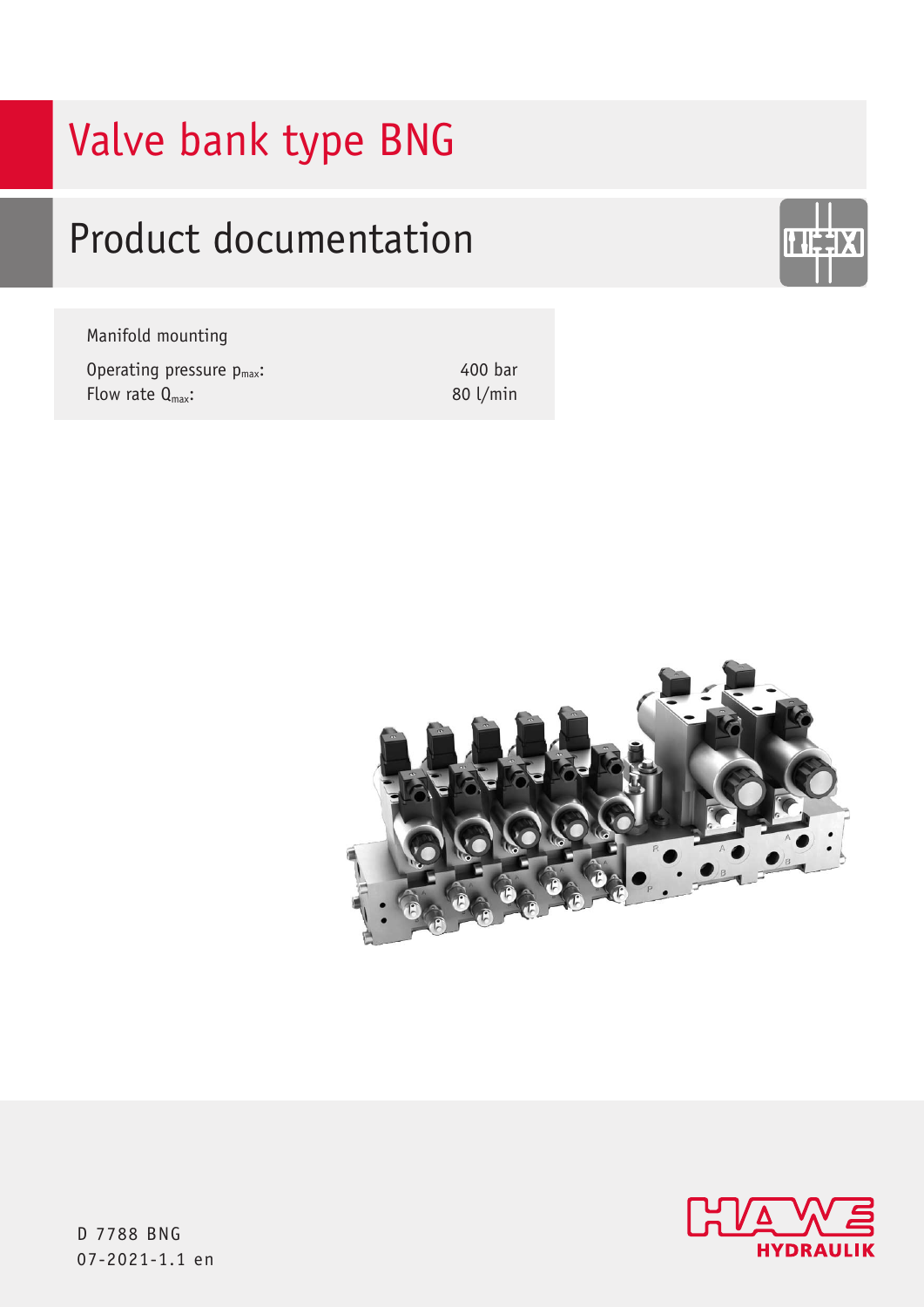# Valve bank type BNG

## Product documentation

Manifold mounting

| | |
|---|---|
| Operating pressure $p_{max}$: | 400 bar |
| Flow rate $Q_{max}$: | 80 l/min |

D 7788 BNG
07-2021-1.1 en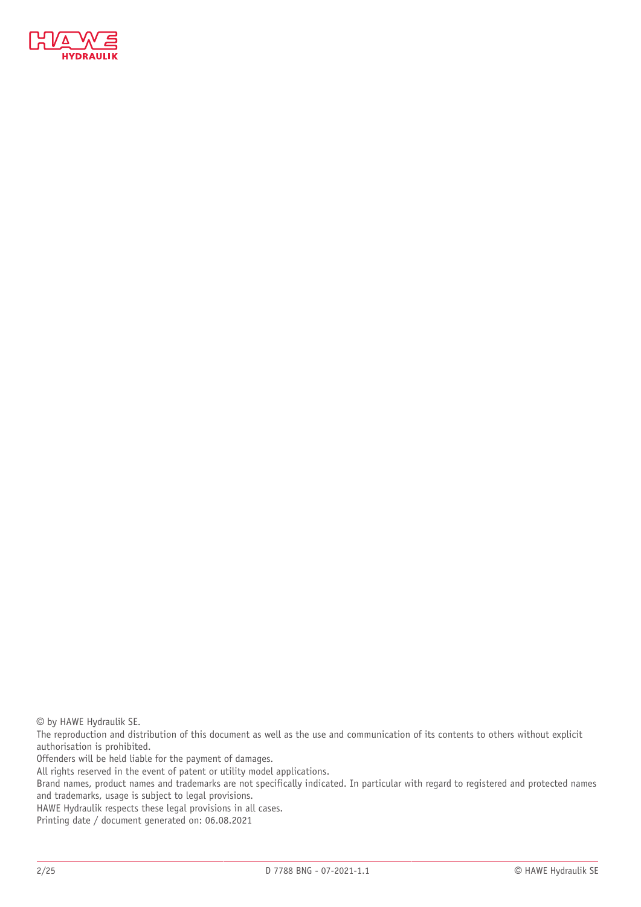© by HAWE Hydraulik SE.

The reproduction and distribution of this document as well as the use and communication of its contents to others without explicit authorisation is prohibited.

Offenders will be held liable for the payment of damages.

All rights reserved in the event of patent or utility model applications.

Brand names, product names and trademarks are not specifically indicated. In particular with regard to registered and protected names and trademarks, usage is subject to legal provisions.

HAWE Hydraulik respects these legal provisions in all cases.

Printing date / document generated on: 06.08.2021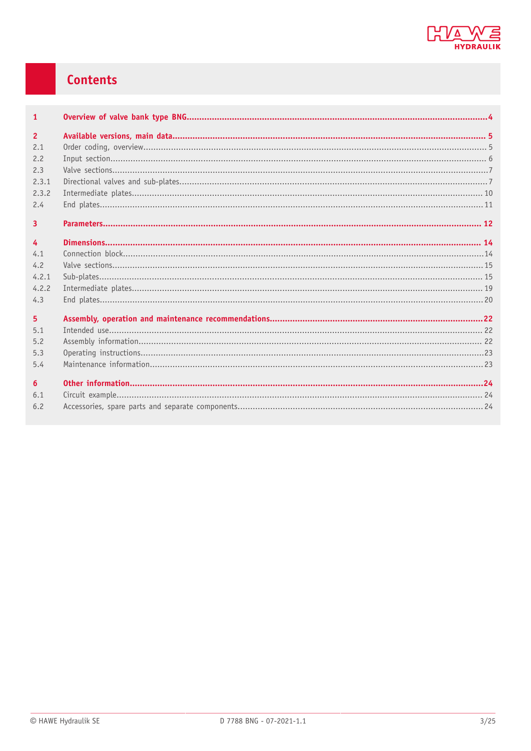# Contents

| | | |
|---|---|---|
| **1** | **Overview of valve bank type BNG** | **4** |
| **2** | **Available versions, main data** | **5** |
| 2.1 | Order coding, overview | 5 |
| 2.2 | Input section | 6 |
| 2.3 | Valve sections | 7 |
| 2.3.1 | Directional valves and sub-plates | 7 |
| 2.3.2 | Intermediate plates | 10 |
| 2.4 | End plates | 11 |
| **3** | **Parameters** | **12** |
| **4** | **Dimensions** | **14** |
| 4.1 | Connection block | 14 |
| 4.2 | Valve sections | 15 |
| 4.2.1 | Sub-plates | 15 |
| 4.2.2 | Intermediate plates | 19 |
| 4.3 | End plates | 20 |
| **5** | **Assembly, operation and maintenance recommendations** | **22** |
| 5.1 | Intended use | 22 |
| 5.2 | Assembly information | 22 |
| 5.3 | Operating instructions | 23 |
| 5.4 | Maintenance information | 23 |
| **6** | **Other information** | **24** |
| 6.1 | Circuit example | 24 |
| 6.2 | Accessories, spare parts and separate components | 24 |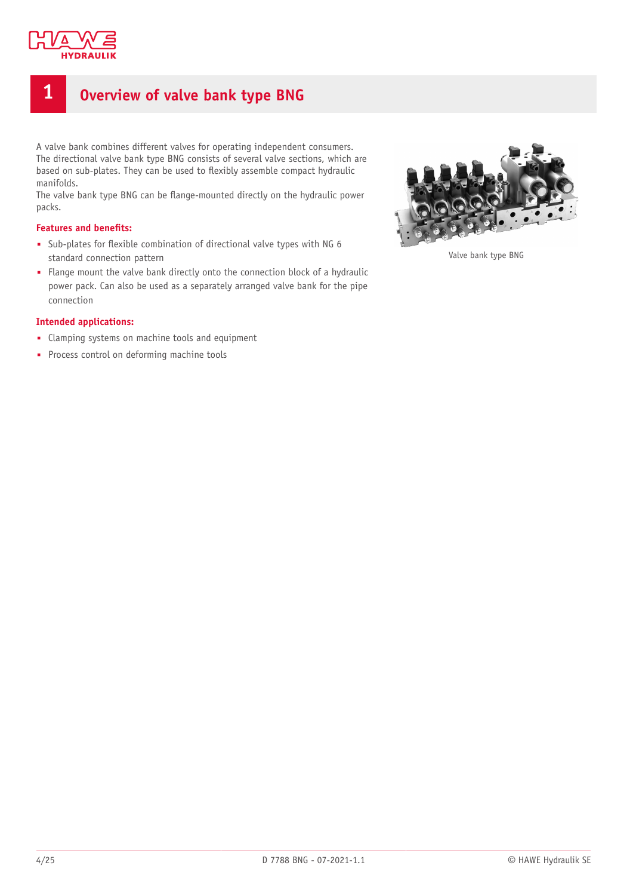# 1 Overview of valve bank type BNG

A valve bank combines different valves for operating independent consumers.
The directional valve bank type BNG consists of several valve sections, which are based on sub-plates. They can be used to flexibly assemble compact hydraulic manifolds.
The valve bank type BNG can be flange-mounted directly on the hydraulic power packs.

**Features and benefits:**

- Sub-plates for flexible combination of directional valve types with NG 6 standard connection pattern
- Flange mount the valve bank directly onto the connection block of a hydraulic power pack. Can also be used as a separately arranged valve bank for the pipe connection

**Intended applications:**

- Clamping systems on machine tools and equipment
- Process control on deforming machine tools

Valve bank type BNG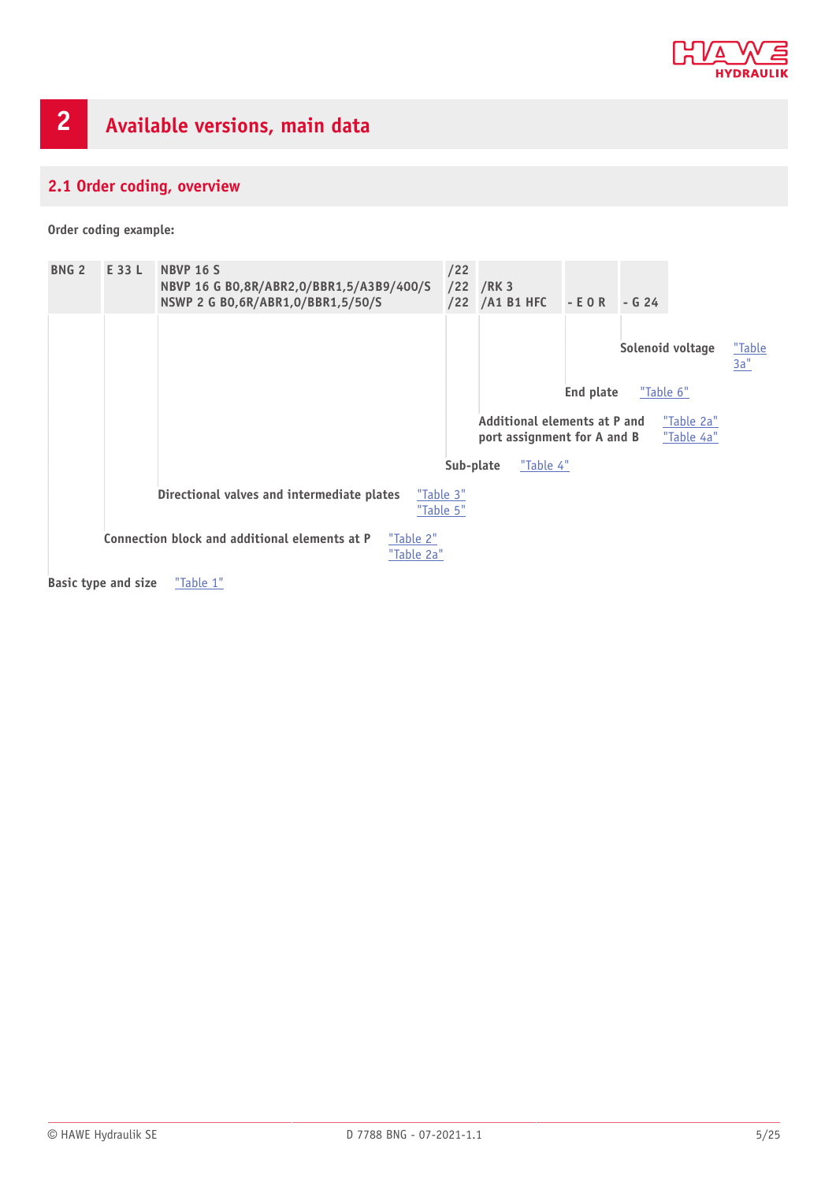# 2 Available versions, main data

## 2.1 Order coding, overview

**Order coding example:**

| BNG 2 | E 33 L | NBVP 16 S<br>NBVP 16 G B0,8R/ABR2,0/BBR1,5/A3B9/400/S<br>NSWP 2 G B0,6R/ABR1,0/BBR1,5/50/S | /22<br>/22<br>/22 | /RK 3<br>/A1 B1 HFC | - E O R | - G 24 |
|---|---|---|---|---|---|---|

- **Solenoid voltage** "Table 3a"
- **End plate** "Table 6"
- **Additional elements at P and port assignment for A and B** "Table 2a" "Table 4a"
- **Sub-plate** "Table 4"
- **Directional valves and intermediate plates** "Table 3" "Table 5"
- **Connection block and additional elements at P** "Table 2" "Table 2a"
- **Basic type and size** "Table 1"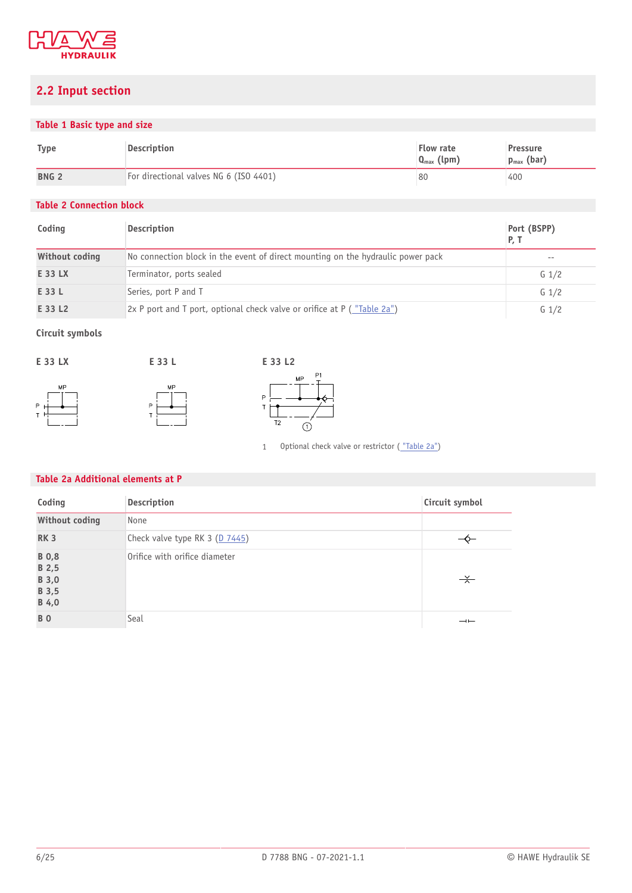## 2.2 Input section

### Table 1 Basic type and size

| Type | Description | Flow rate $Q_{max}$ (lpm) | Pressure $p_{max}$ (bar) |
|---|---|---|---|
| **BNG 2** | For directional valves NG 6 (ISO 4401) | 80 | 400 |

### Table 2 Connection block

| Coding | Description | Port (BSPP) P, T |
|---|---|---|
| **Without coding** | No connection block in the event of direct mounting on the hydraulic power pack | -- |
| **E 33 LX** | Terminator, ports sealed | G 1/2 |
| **E 33 L** | Series, port P and T | G 1/2 |
| **E 33 L2** | 2x P port and T port, optional check valve or orifice at P ( "Table 2a") | G 1/2 |

**Circuit symbols**

**E 33 LX**

**E 33 L**

**E 33 L2**

1 Optional check valve or restrictor ( "Table 2a")

### Table 2a Additional elements at P

| Coding | Description | Circuit symbol |
|---|---|---|
| **Without coding** | None | |
| **RK 3** | Check valve type RK 3 (D 7445) | |
| **B 0,8**<br>**B 2,5**<br>**B 3,0**<br>**B 3,5**<br>**B 4,0** | Orifice with orifice diameter | |
| **B 0** | Seal | |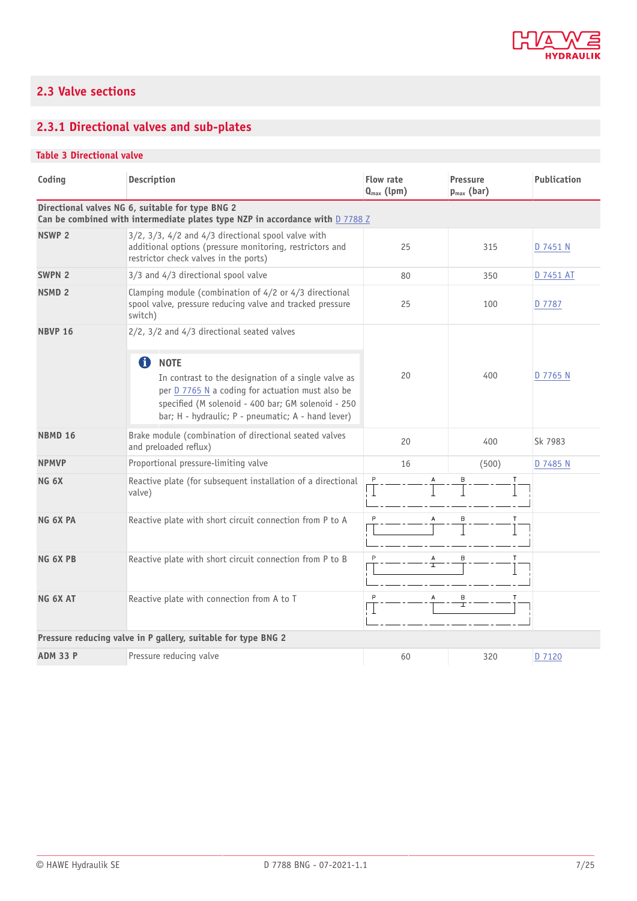## 2.3 Valve sections

### 2.3.1 Directional valves and sub-plates

**Table 3 Directional valve**

| Coding | Description | Flow rate $Q_{max}$ (lpm) | Pressure $p_{max}$ (bar) | Publication |
|---|---|---|---|---|
| **Directional valves NG 6, suitable for type BNG 2<br>Can be combined with intermediate plates type NZP in accordance with D 7788 Z** | | | | |
| **NSWP 2** | 3/2, 3/3, 4/2 and 4/3 directional spool valve with additional options (pressure monitoring, restrictors and restrictor check valves in the ports) | 25 | 315 | D 7451 N |
| **SWPN 2** | 3/3 and 4/3 directional spool valve | 80 | 350 | D 7451 AT |
| **NSMD 2** | Clamping module (combination of 4/2 or 4/3 directional spool valve, pressure reducing valve and tracked pressure switch) | 25 | 100 | D 7787 |
| **NBVP 16** | 2/2, 3/2 and 4/3 directional seated valves<br><br>**NOTE**<br>In contrast to the designation of a single valve as per D 7765 N a coding for actuation must also be specified (M solenoid - 400 bar; GM solenoid - 250 bar; H - hydraulic; P - pneumatic; A - hand lever) | 20 | 400 | D 7765 N |
| **NBMD 16** | Brake module (combination of directional seated valves and preloaded reflux) | 20 | 400 | Sk 7983 |
| **NPMVP** | Proportional pressure-limiting valve | 16 | (500) | D 7485 N |
| **NG 6X** | Reactive plate (for subsequent installation of a directional valve) | P A B T | | |
| **NG 6X PA** | Reactive plate with short circuit connection from P to A | P A B T | | |
| **NG 6X PB** | Reactive plate with short circuit connection from P to B | P A B T | | |
| **NG 6X AT** | Reactive plate with connection from A to T | P A B T | | |
| **Pressure reducing valve in P gallery, suitable for type BNG 2** | | | | |
| **ADM 33 P** | Pressure reducing valve | 60 | 320 | D 7120 |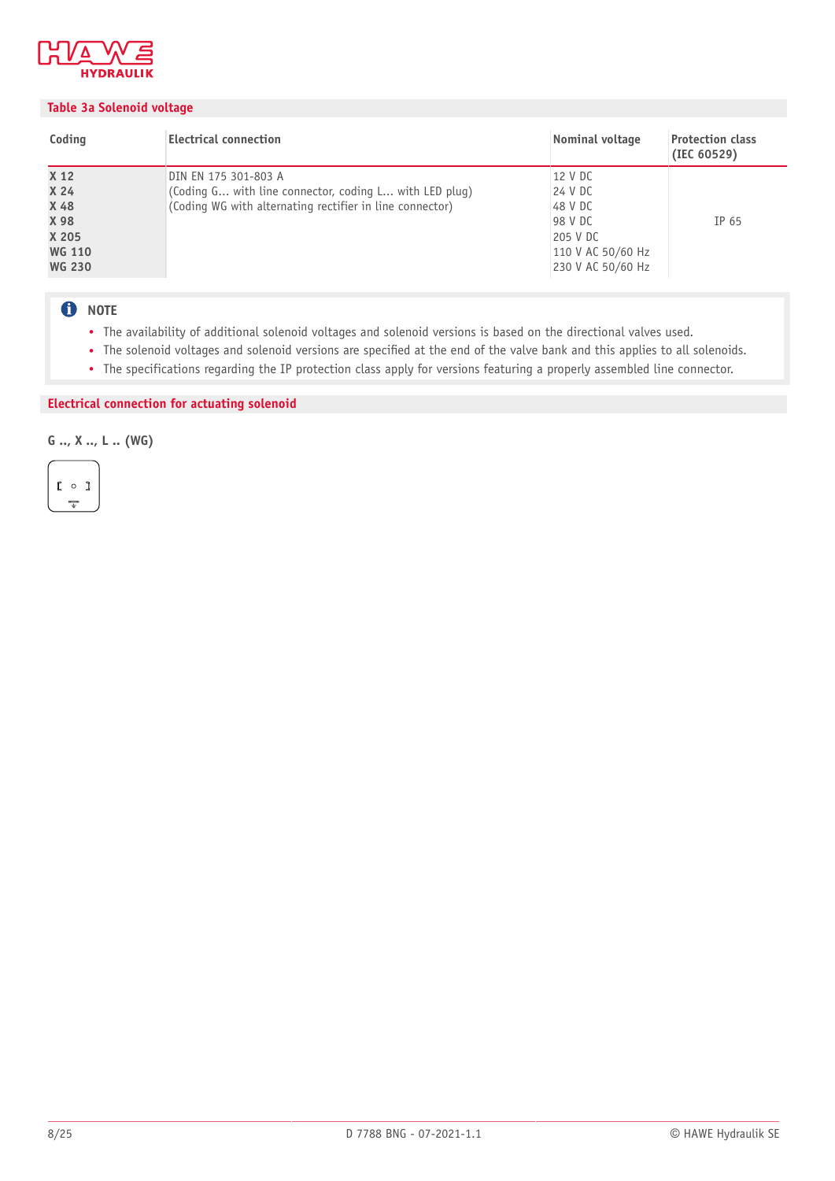## Table 3a Solenoid voltage

| Coding | Electrical connection | Nominal voltage | Protection class (IEC 60529) |
|---|---|---|---|
| **X 12**<br>**X 24**<br>**X 48**<br>**X 98**<br>**X 205**<br>**WG 110**<br>**WG 230** | DIN EN 175 301-803 A<br>(Coding G... with line connector, coding L... with LED plug)<br>(Coding WG with alternating rectifier in line connector) | 12 V DC<br>24 V DC<br>48 V DC<br>98 V DC<br>205 V DC<br>110 V AC 50/60 Hz<br>230 V AC 50/60 Hz | IP 65 |

**NOTE**

- The availability of additional solenoid voltages and solenoid versions is based on the directional valves used.
- The solenoid voltages and solenoid versions are specified at the end of the valve bank and this applies to all solenoids.
- The specifications regarding the IP protection class apply for versions featuring a properly assembled line connector.

## Electrical connection for actuating solenoid

**G .., X .., L .. (WG)**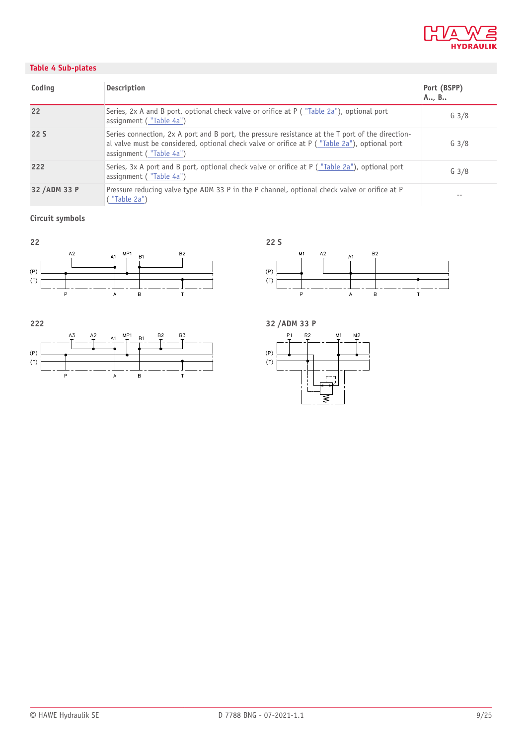## Table 4 Sub-plates

| Coding | Description | Port (BSPP) A.., B.. |
|---|---|---|
| 22 | Series, 2x A and B port, optional check valve or orifice at P ( "Table 2a"), optional port assignment ( "Table 4a") | G 3/8 |
| 22 S | Series connection, 2x A port and B port, the pressure resistance at the T port of the directional valve must be considered, optional check valve or orifice at P ( "Table 2a"), optional port assignment ( "Table 4a") | G 3/8 |
| 222 | Series, 3x A port and B port, optional check valve or orifice at P ( "Table 2a"), optional port assignment ( "Table 4a") | G 3/8 |
| 32 /ADM 33 P | Pressure reducing valve type ADM 33 P in the P channel, optional check valve or orifice at P ( "Table 2a") | -- |

### Circuit symbols

**22**

A2 A1 MP1 B1 B2
(P)
(T)
P A B T

**22 S**

M1 A2 A1 B2
(P)
(T)
P A B T

**222**

A3 A2 A1 MP1 B1 B2 B3
(P)
(T)
P A B T

**32 /ADM 33 P**

P1 R2 M1 M2
(P)
(T)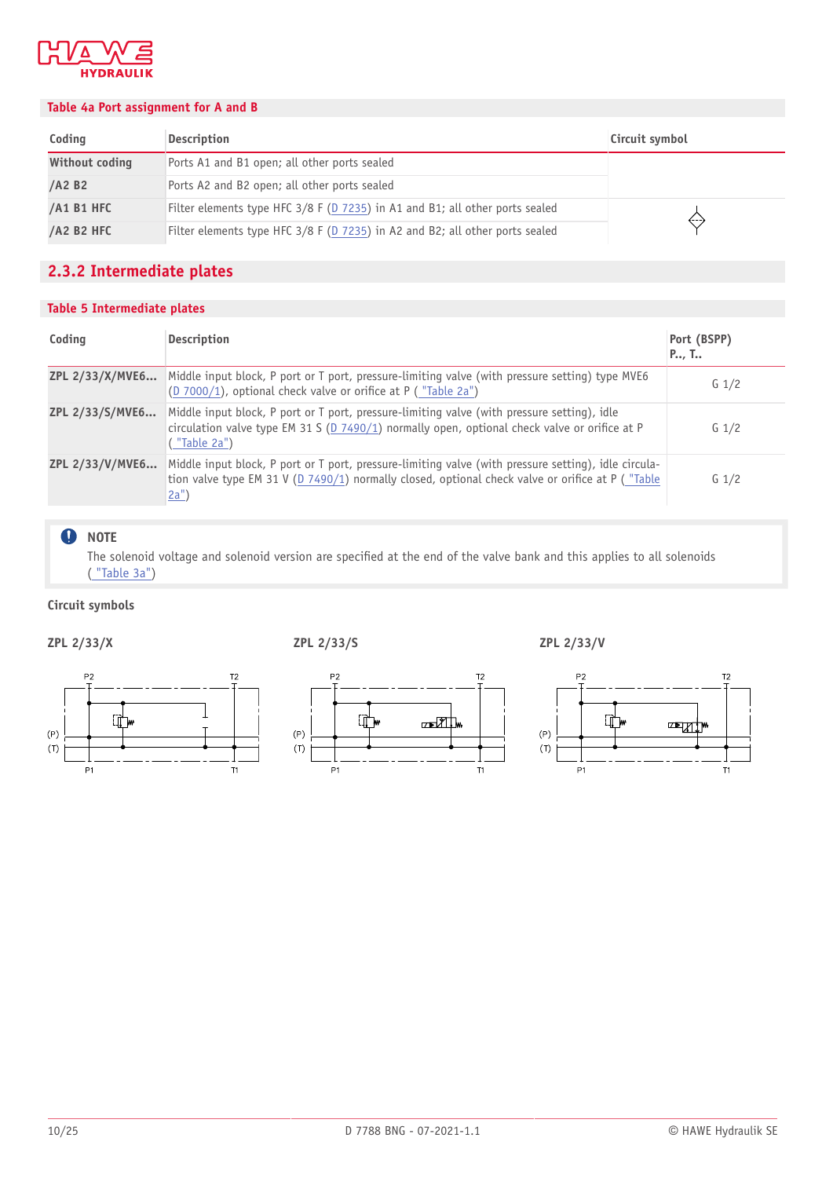### Table 4a Port assignment for A and B

| Coding | Description | Circuit symbol |
|---|---|---|
| **Without coding** | Ports A1 and B1 open; all other ports sealed | |
| **/A2 B2** | Ports A2 and B2 open; all other ports sealed | |
| **/A1 B1 HFC** | Filter elements type HFC 3/8 F (D 7235) in A1 and B1; all other ports sealed | |
| **/A2 B2 HFC** | Filter elements type HFC 3/8 F (D 7235) in A2 and B2; all other ports sealed | |

## 2.3.2 Intermediate plates

### Table 5 Intermediate plates

| Coding | Description | Port (BSPP) P.., T.. |
|---|---|---|
| **ZPL 2/33/X/MVE6...** | Middle input block, P port or T port, pressure-limiting valve (with pressure setting) type MVE6 (D 7000/1), optional check valve or orifice at P ( "Table 2a") | G 1/2 |
| **ZPL 2/33/S/MVE6...** | Middle input block, P port or T port, pressure-limiting valve (with pressure setting), idle circulation valve type EM 31 S (D 7490/1) normally open, optional check valve or orifice at P ( "Table 2a") | G 1/2 |
| **ZPL 2/33/V/MVE6...** | Middle input block, P port or T port, pressure-limiting valve (with pressure setting), idle circulation valve type EM 31 V (D 7490/1) normally closed, optional check valve or orifice at P ( "Table 2a") | G 1/2 |

> **NOTE**
> The solenoid voltage and solenoid version are specified at the end of the valve bank and this applies to all solenoids ( "Table 3a")

**Circuit symbols**

**ZPL 2/33/X** **ZPL 2/33/S** **ZPL 2/33/V**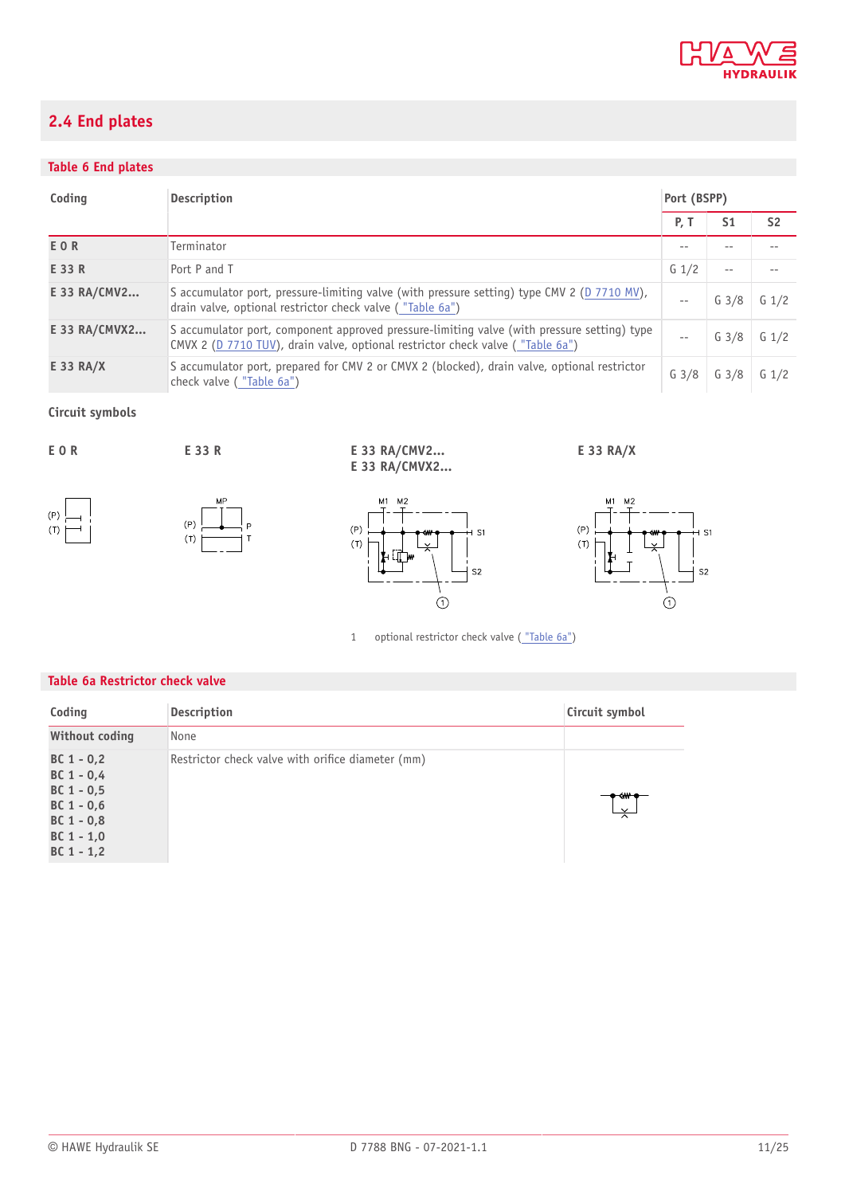## 2.4 End plates

### Table 6 End plates

| Coding | Description | Port (BSPP) | | |
|---|---|---|---|---|
| | | P, T | S1 | S2 |
| E 0 R | Terminator | -- | -- | -- |
| E 33 R | Port P and T | G 1/2 | -- | -- |
| E 33 RA/CMV2... | S accumulator port, pressure-limiting valve (with pressure setting) type CMV 2 (D 7710 MV), drain valve, optional restrictor check valve ( "Table 6a") | -- | G 3/8 | G 1/2 |
| E 33 RA/CMVX2... | S accumulator port, component approved pressure-limiting valve (with pressure setting) type CMVX 2 (D 7710 TUV), drain valve, optional restrictor check valve ( "Table 6a") | -- | G 3/8 | G 1/2 |
| E 33 RA/X | S accumulator port, prepared for CMV 2 or CMVX 2 (blocked), drain valve, optional restrictor check valve ( "Table 6a") | G 3/8 | G 3/8 | G 1/2 |

**Circuit symbols**

E 0 R

E 33 R

E 33 RA/CMV2...
E 33 RA/CMVX2...

E 33 RA/X

1 optional restrictor check valve ( "Table 6a")

### Table 6a Restrictor check valve

| Coding | Description | Circuit symbol |
|---|---|---|
| **Without coding** | None | |
| **BC 1 - 0,2**<br>**BC 1 - 0,4**<br>**BC 1 - 0,5**<br>**BC 1 - 0,6**<br>**BC 1 - 0,8**<br>**BC 1 - 1,0**<br>**BC 1 - 1,2** | Restrictor check valve with orifice diameter (mm) | |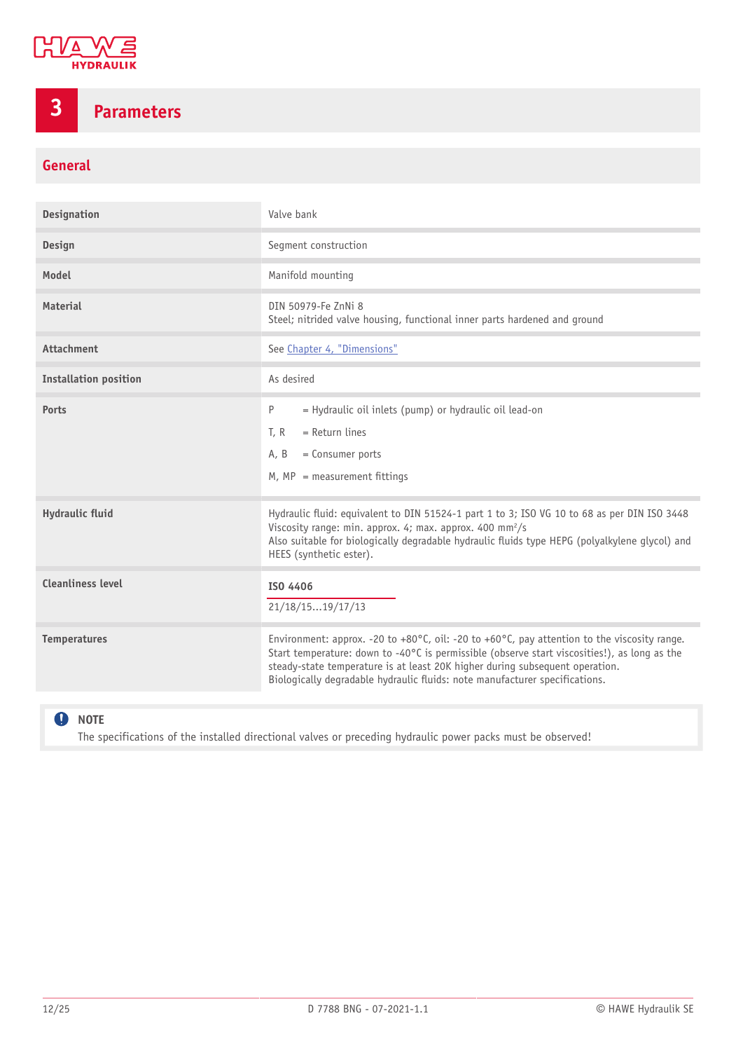# 3 Parameters

## General

| | |
|---|---|
| **Designation** | Valve bank |
| **Design** | Segment construction |
| **Model** | Manifold mounting |
| **Material** | DIN 50979-Fe ZnNi 8<br>Steel; nitrided valve housing, functional inner parts hardened and ground |
| **Attachment** | See Chapter 4, "Dimensions" |
| **Installation position** | As desired |
| **Ports** | P = Hydraulic oil inlets (pump) or hydraulic oil lead-on<br>T, R = Return lines<br>A, B = Consumer ports<br>M, MP = measurement fittings |
| **Hydraulic fluid** | Hydraulic fluid: equivalent to DIN 51524-1 part 1 to 3; ISO VG 10 to 68 as per DIN ISO 3448<br>Viscosity range: min. approx. 4; max. approx. 400 mm²/s<br>Also suitable for biologically degradable hydraulic fluids type HEPG (polyalkylene glycol) and HEES (synthetic ester). |
| **Cleanliness level** | **ISO 4406**<br>21/18/15...19/17/13 |
| **Temperatures** | Environment: approx. -20 to +80°C, oil: -20 to +60°C, pay attention to the viscosity range.<br>Start temperature: down to -40°C is permissible (observe start viscosities!), as long as the steady-state temperature is at least 20K higher during subsequent operation.<br>Biologically degradable hydraulic fluids: note manufacturer specifications. |

**NOTE**
The specifications of the installed directional valves or preceding hydraulic power packs must be observed!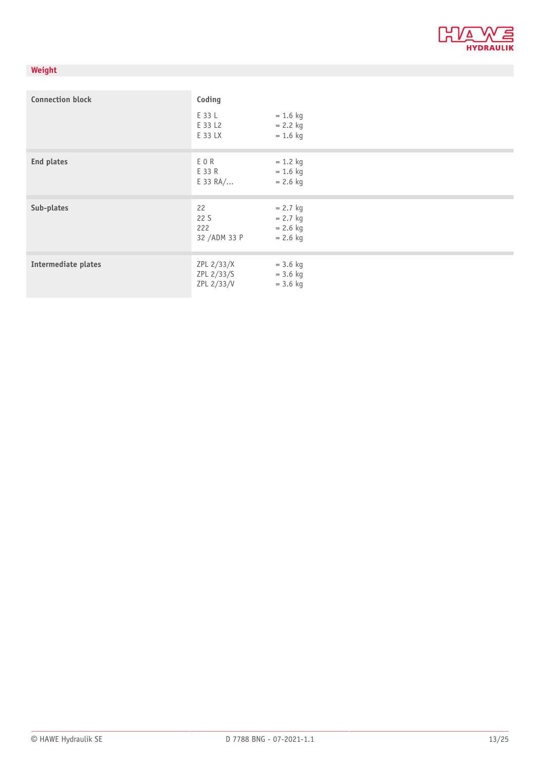## Weight

| | Coding | |
|---|---|---|
| **Connection block** | E 33 L | = 1.6 kg |
| | E 33 L2 | = 2.2 kg |
| | E 33 LX | = 1.6 kg |
| **End plates** | E 0 R | = 1.2 kg |
| | E 33 R | = 1.6 kg |
| | E 33 RA/... | = 2.6 kg |
| **Sub-plates** | 22 | = 2.7 kg |
| | 22 S | = 2.7 kg |
| | 222 | = 2.6 kg |
| | 32 /ADM 33 P | = 2.6 kg |
| **Intermediate plates** | ZPL 2/33/X | = 3.6 kg |
| | ZPL 2/33/S | = 3.6 kg |
| | ZPL 2/33/V | = 3.6 kg |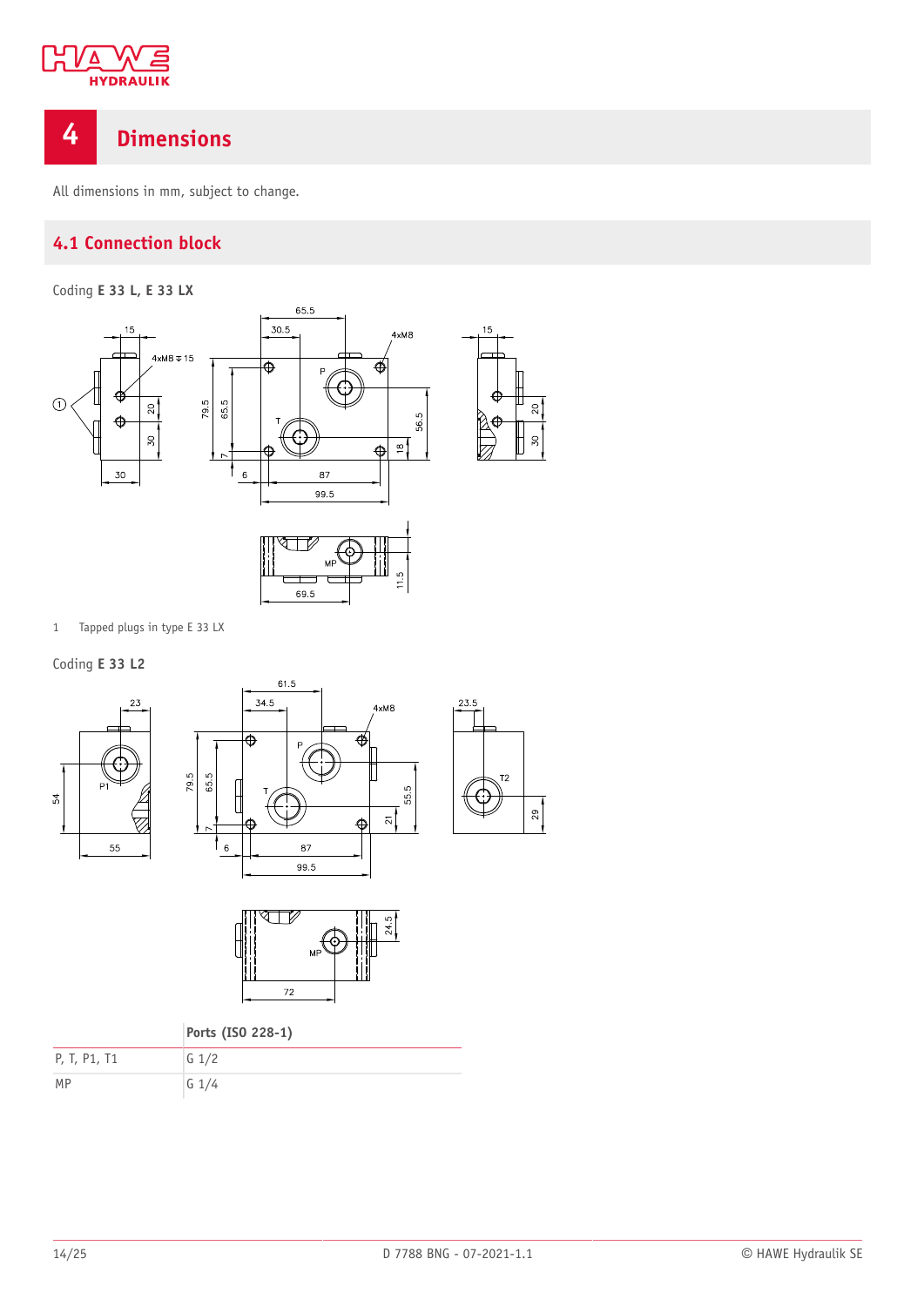# 4 Dimensions

All dimensions in mm, subject to change.

## 4.1 Connection block

Coding **E 33 L, E 33 LX**

1 Tapped plugs in type E 33 LX

Coding **E 33 L2**

| | **Ports (ISO 228-1)** |
|---|---|
| P, T, P1, T1 | G 1/2 |
| MP | G 1/4 |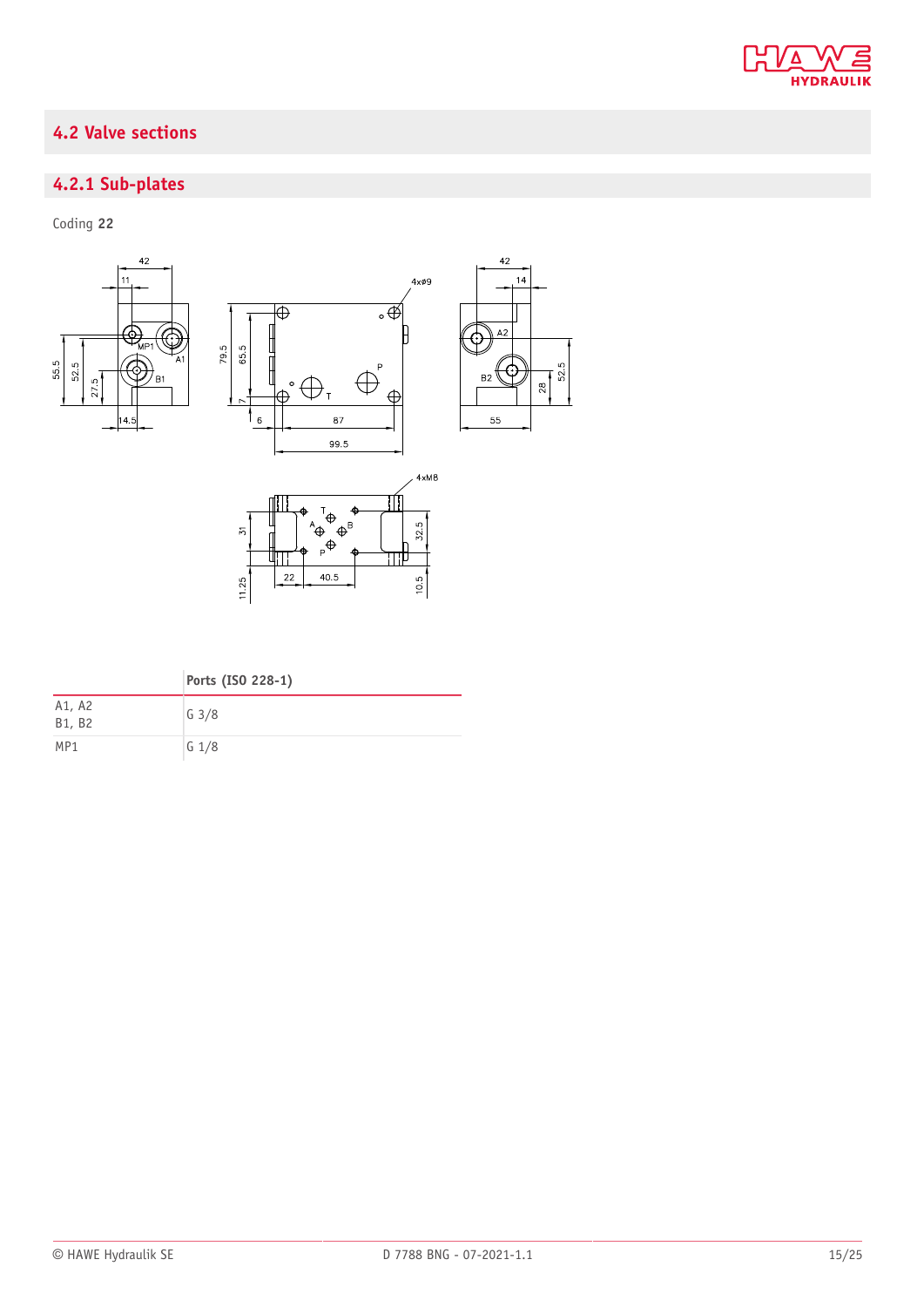## 4.2 Valve sections

### 4.2.1 Sub-plates

Coding **22**

| | Ports (ISO 228-1) |
|---|---|
| A1, A2<br>B1, B2 | G 3/8 |
| MP1 | G 1/8 |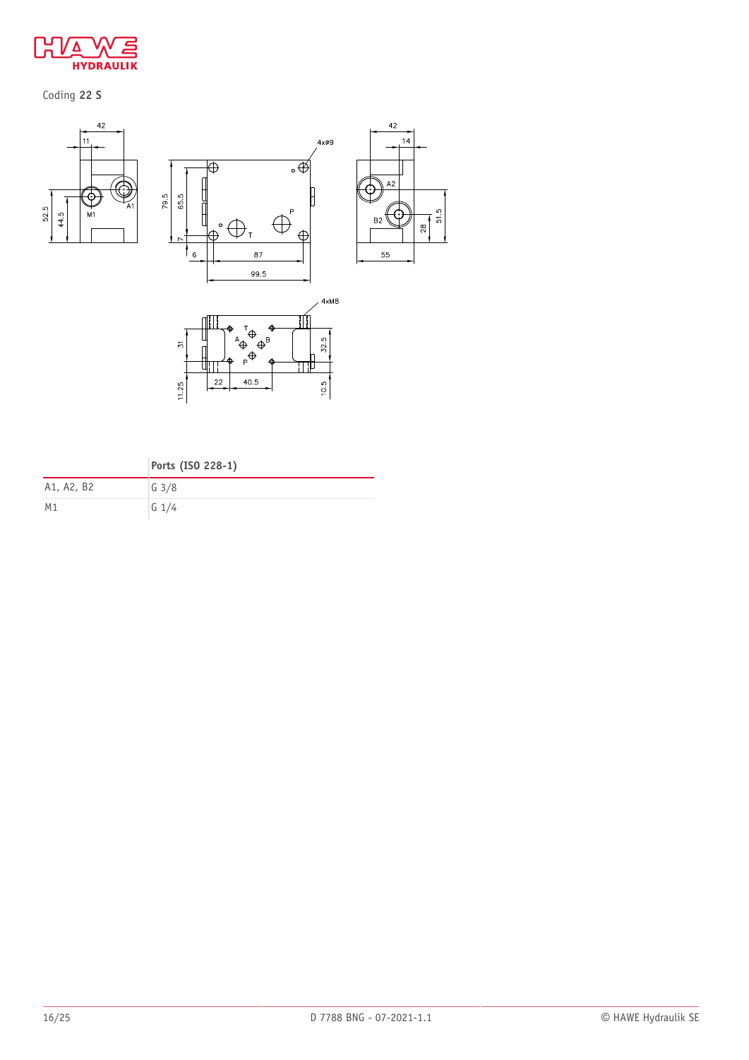Coding **22 S**

|  | **Ports (ISO 228-1)** |
|---|---|
| A1, A2, B2 | G 3/8 |
| M1 | G 1/4 |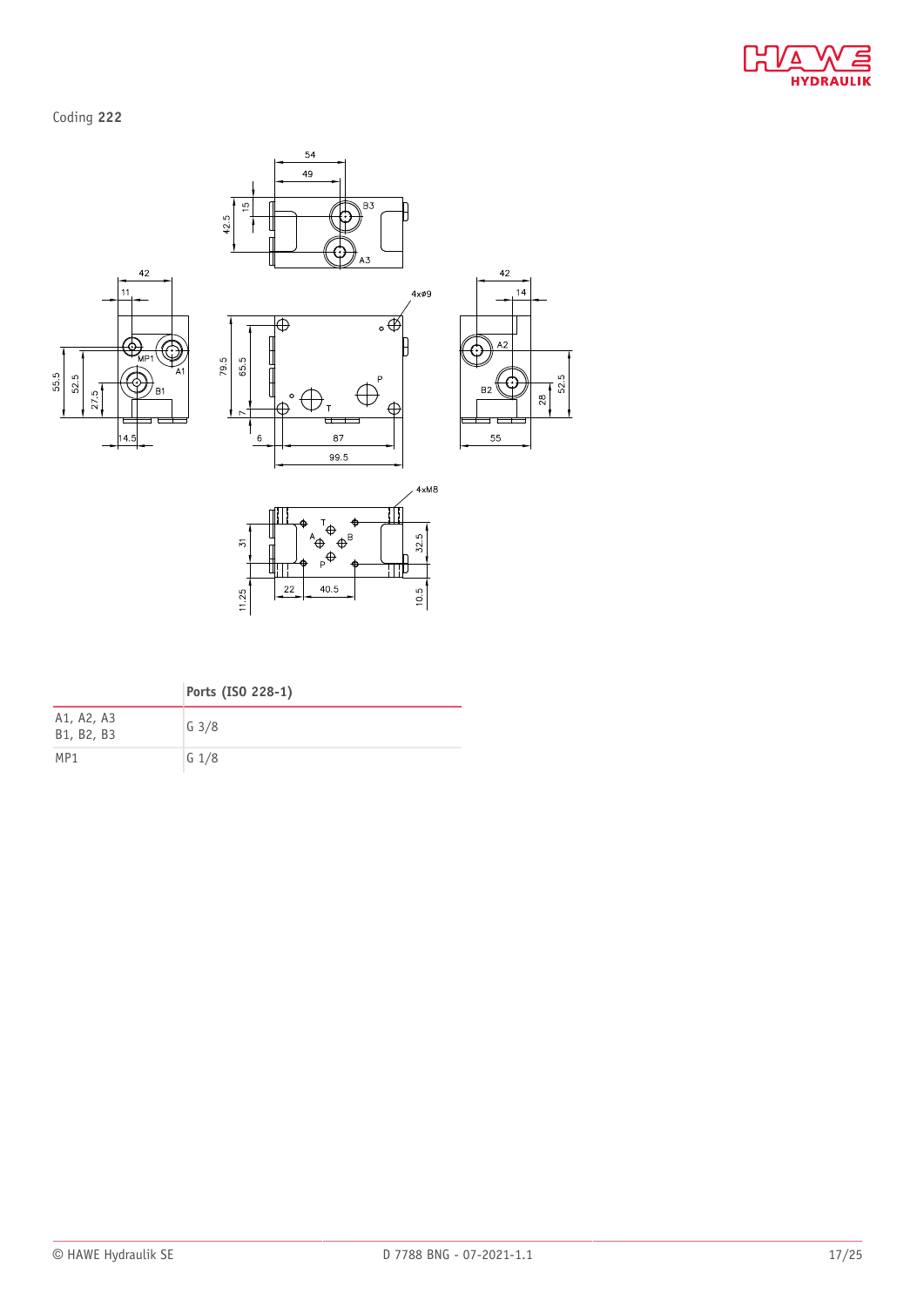Coding **222**

|  | **Ports (ISO 228-1)** |
|---|---|
| A1, A2, A3<br>B1, B2, B3 | G 3/8 |
| MP1 | G 1/8 |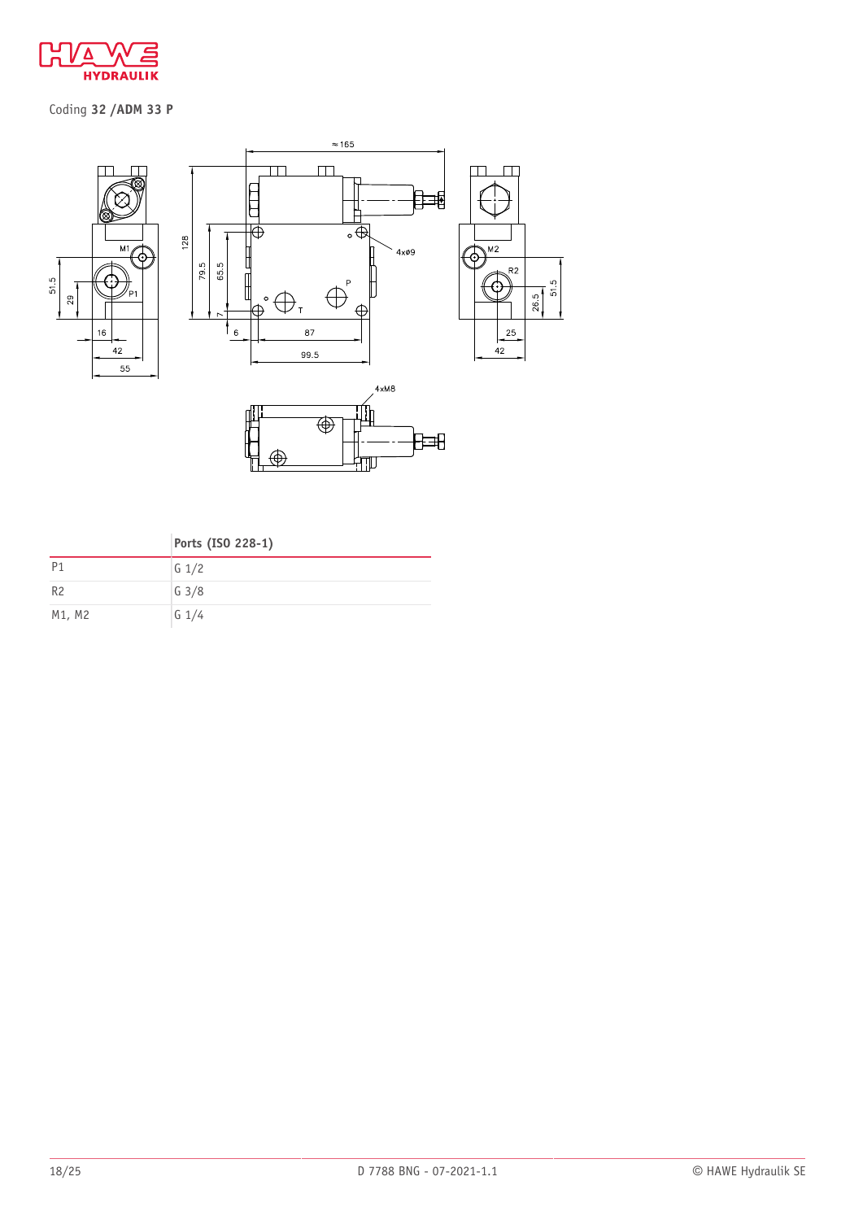Coding **32 /ADM 33 P**

| | **Ports (ISO 228-1)** |
|---|---|
| P1 | G 1/2 |
| R2 | G 3/8 |
| M1, M2 | G 1/4 |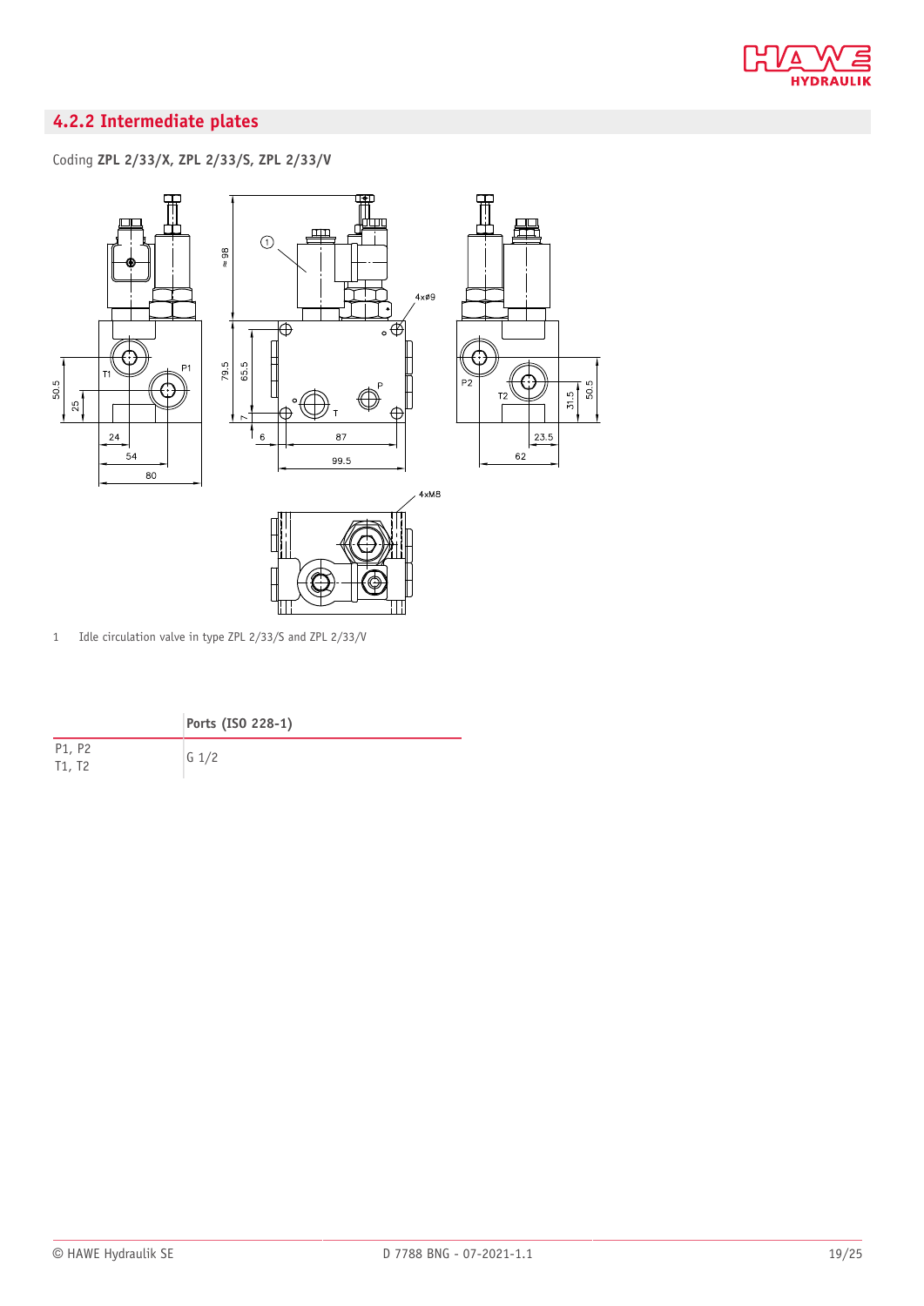## 4.2.2 Intermediate plates

Coding **ZPL 2/33/X, ZPL 2/33/S, ZPL 2/33/V**

1 Idle circulation valve in type ZPL 2/33/S and ZPL 2/33/V

| | Ports (ISO 228-1) |
|---|---|
| P1, P2<br>T1, T2 | G 1/2 |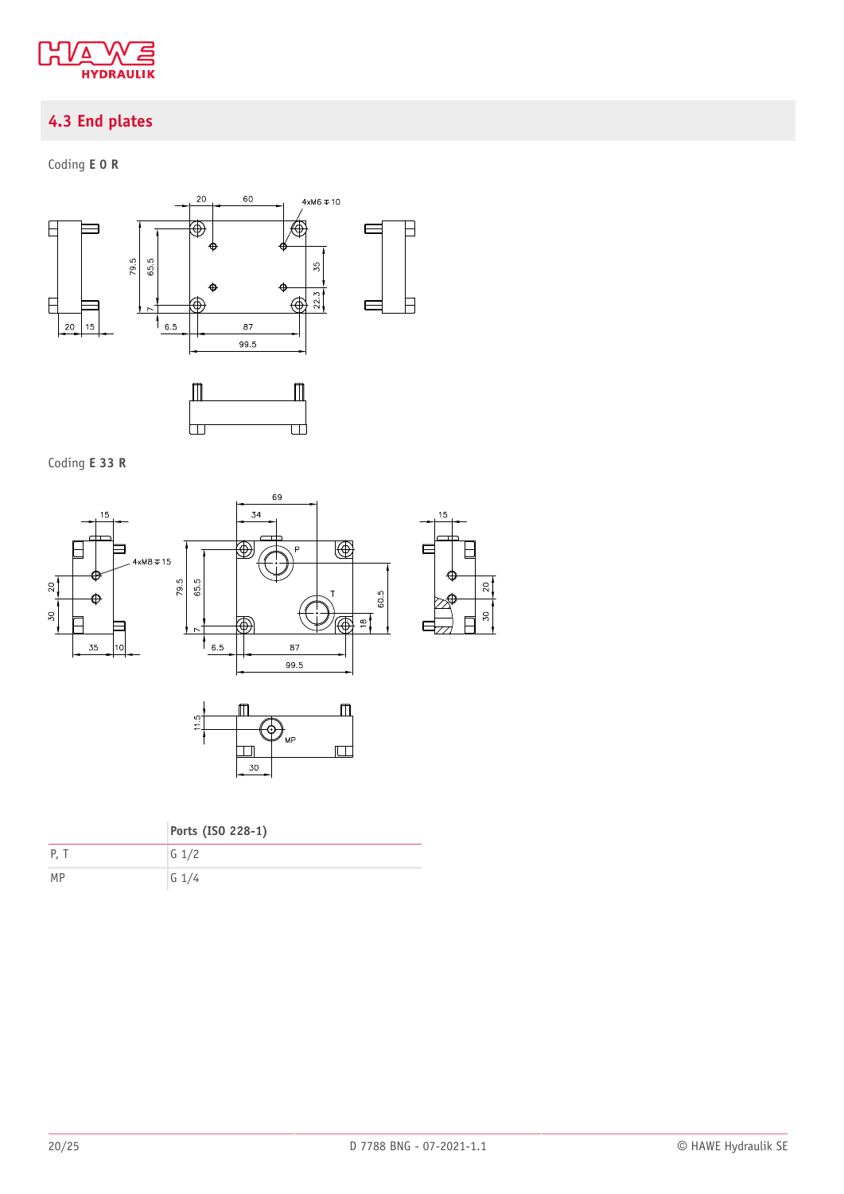## 4.3 End plates

Coding **E 0 R**

Coding **E 33 R**

| | **Ports (ISO 228-1)** |
|---|---|
| P, T | G 1/2 |
| MP | G 1/4 |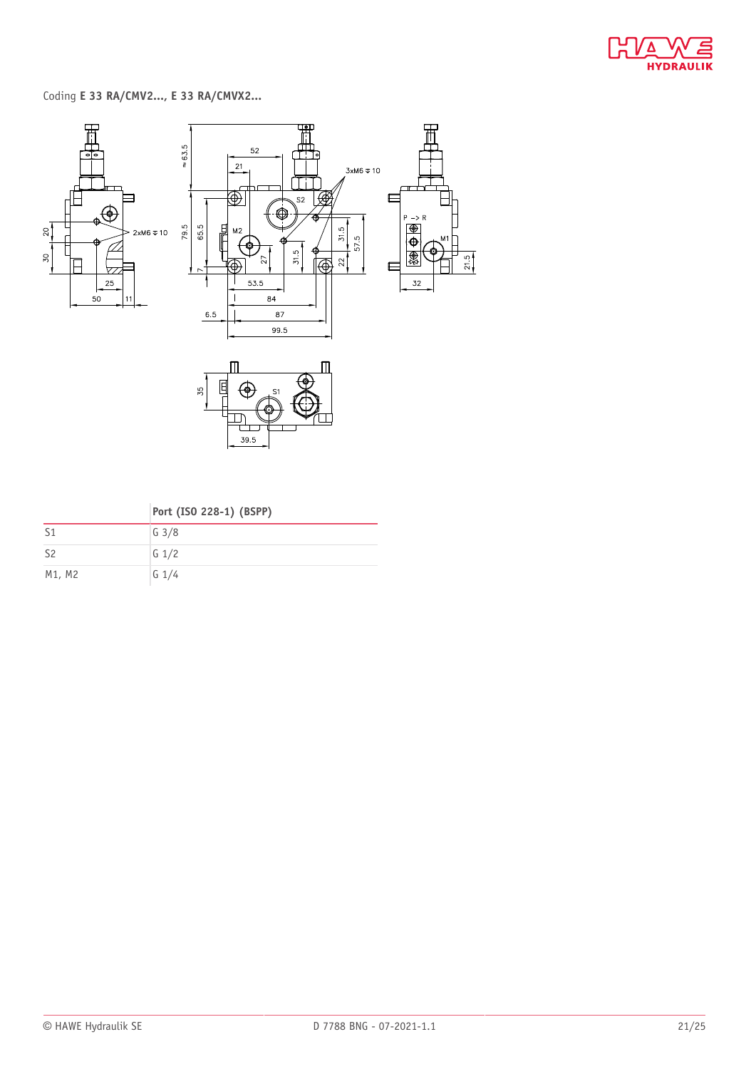Coding **E 33 RA/CMV2..., E 33 RA/CMVX2...**

| | **Port (ISO 228-1) (BSPP)** |
|---|---|
| S1 | G 3/8 |
| S2 | G 1/2 |
| M1, M2 | G 1/4 |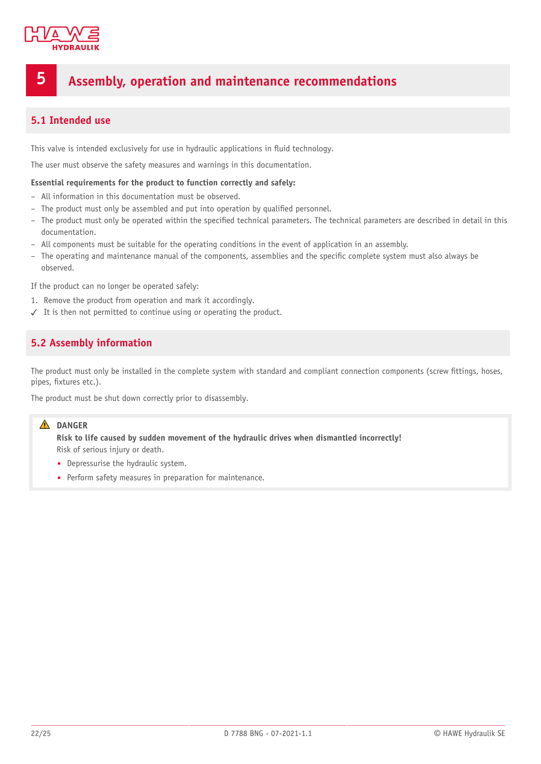# 5 Assembly, operation and maintenance recommendations

## 5.1 Intended use

This valve is intended exclusively for use in hydraulic applications in fluid technology.

The user must observe the safety measures and warnings in this documentation.

**Essential requirements for the product to function correctly and safely:**

- All information in this documentation must be observed.
- The product must only be assembled and put into operation by qualified personnel.
- The product must only be operated within the specified technical parameters. The technical parameters are described in detail in this documentation.
- All components must be suitable for the operating conditions in the event of application in an assembly.
- The operating and maintenance manual of the components, assemblies and the specific complete system must also always be observed.

If the product can no longer be operated safely:

1. Remove the product from operation and mark it accordingly.

✓ It is then not permitted to continue using or operating the product.

## 5.2 Assembly information

The product must only be installed in the complete system with standard and compliant connection components (screw fittings, hoses, pipes, fixtures etc.).

The product must be shut down correctly prior to disassembly.

> ⚠ **DANGER**
>
> **Risk to life caused by sudden movement of the hydraulic drives when dismantled incorrectly!**
>
> Risk of serious injury or death.
>
> - Depressurise the hydraulic system.
> - Perform safety measures in preparation for maintenance.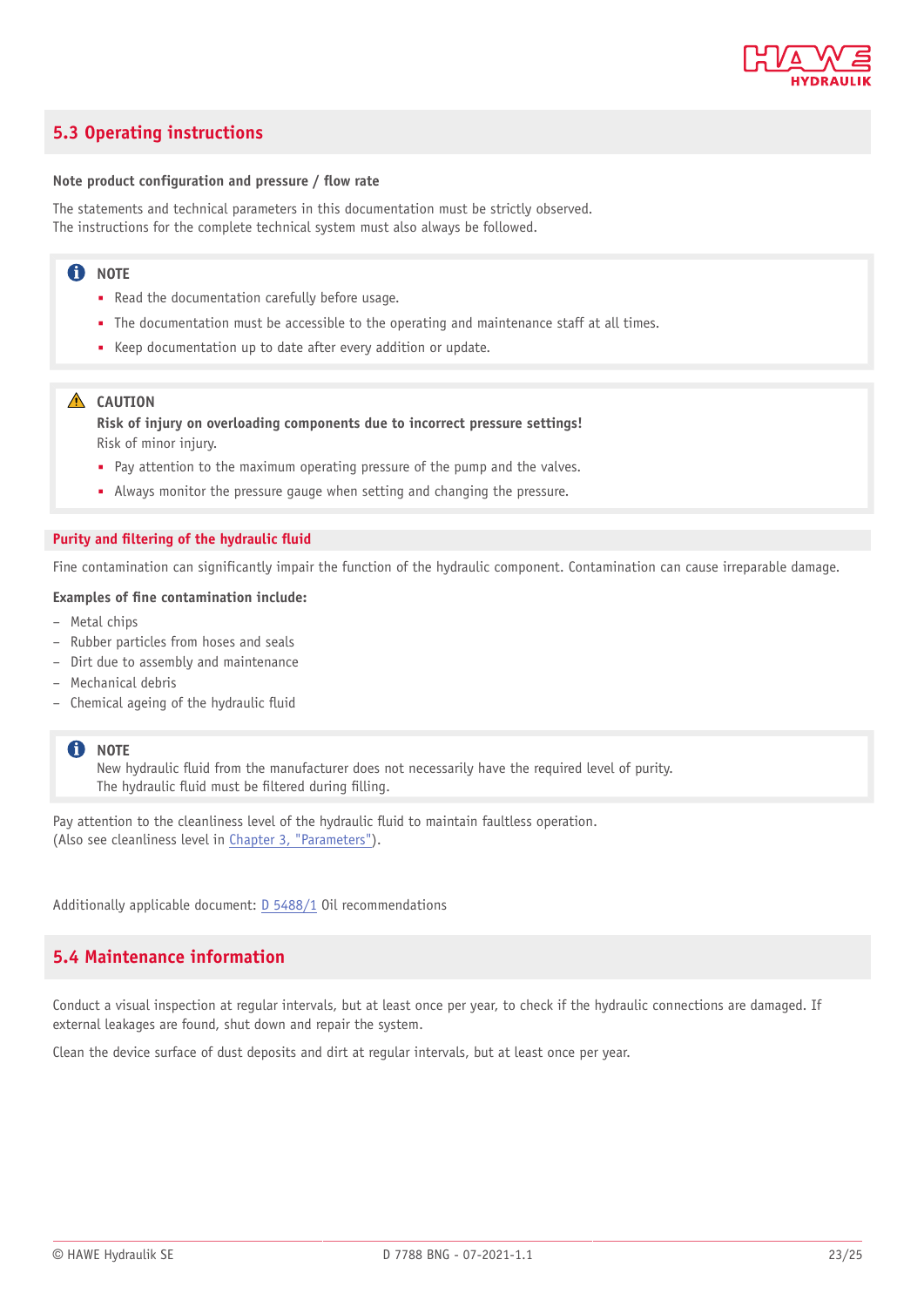## 5.3 Operating instructions

**Note product configuration and pressure / flow rate**

The statements and technical parameters in this documentation must be strictly observed.
The instructions for the complete technical system must also always be followed.

> **NOTE**
> - Read the documentation carefully before usage.
> - The documentation must be accessible to the operating and maintenance staff at all times.
> - Keep documentation up to date after every addition or update.

> **CAUTION**
> **Risk of injury on overloading components due to incorrect pressure settings!**
> Risk of minor injury.
> - Pay attention to the maximum operating pressure of the pump and the valves.
> - Always monitor the pressure gauge when setting and changing the pressure.

### Purity and filtering of the hydraulic fluid

Fine contamination can significantly impair the function of the hydraulic component. Contamination can cause irreparable damage.

**Examples of fine contamination include:**

- Metal chips
- Rubber particles from hoses and seals
- Dirt due to assembly and maintenance
- Mechanical debris
- Chemical ageing of the hydraulic fluid

> **NOTE**
> New hydraulic fluid from the manufacturer does not necessarily have the required level of purity.
> The hydraulic fluid must be filtered during filling.

Pay attention to the cleanliness level of the hydraulic fluid to maintain faultless operation.
(Also see cleanliness level in Chapter 3, "Parameters").

Additionally applicable document: D 5488/1 Oil recommendations

## 5.4 Maintenance information

Conduct a visual inspection at regular intervals, but at least once per year, to check if the hydraulic connections are damaged. If external leakages are found, shut down and repair the system.

Clean the device surface of dust deposits and dirt at regular intervals, but at least once per year.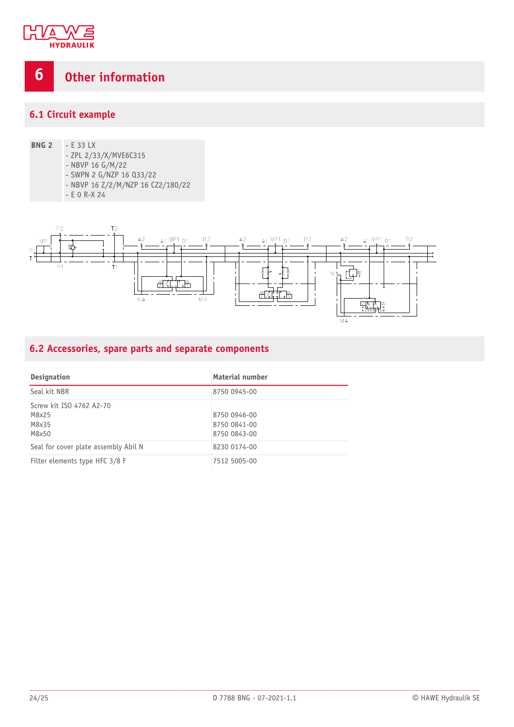# 6 Other information

## 6.1 Circuit example

**BNG 2**
- E 33 LX
- ZPL 2/33/X/MVE6C315
- NBVP 16 G/M/22
- SWPN 2 G/NZP 16 Q33/22
- NBVP 16 Z/2/M/NZP 16 CZ2/180/22
- E 0 R-X 24

## 6.2 Accessories, spare parts and separate components

| Designation | Material number |
|---|---|
| Seal kit NBR | 8750 0945-00 |
| Screw kit ISO 4762 A2-70<br>M8x25<br>M8x35<br>M8x50 | <br>8750 0946-00<br>8750 0841-00<br>8750 0843-00 |
| Seal for cover plate assembly Abil N | 8230 0174-00 |
| Filter elements type HFC 3/8 F | 7512 5005-00 |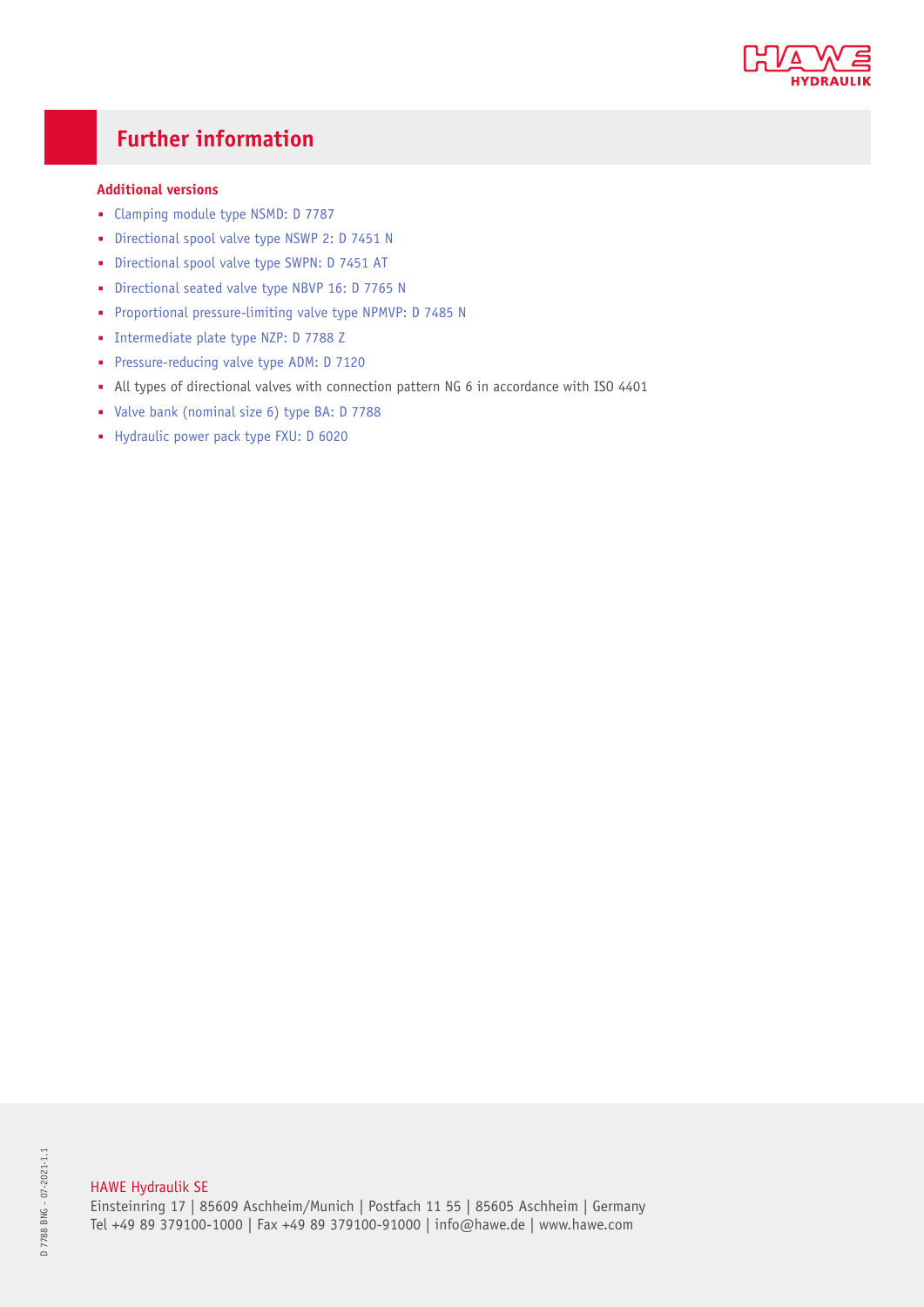# Further information

### Additional versions

- Clamping module type NSMD: D 7787
- Directional spool valve type NSWP 2: D 7451 N
- Directional spool valve type SWPN: D 7451 AT
- Directional seated valve type NBVP 16: D 7765 N
- Proportional pressure-limiting valve type NPMVP: D 7485 N
- Intermediate plate type NZP: D 7788 Z
- Pressure-reducing valve type ADM: D 7120
- All types of directional valves with connection pattern NG 6 in accordance with ISO 4401
- Valve bank (nominal size 6) type BA: D 7788
- Hydraulic power pack type FXU: D 6020

HAWE Hydraulik SE
Einsteinring 17 | 85609 Aschheim/Munich | Postfach 11 55 | 85605 Aschheim | Germany
Tel +49 89 379100-1000 | Fax +49 89 379100-91000 | info@hawe.de | www.hawe.com